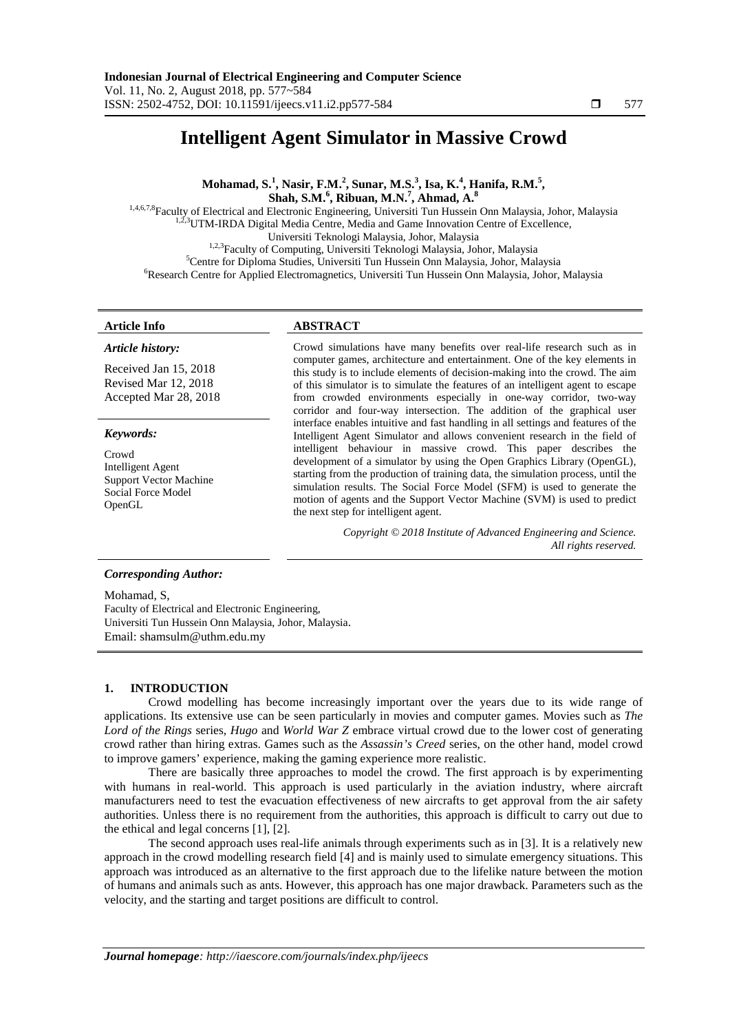# Intelligent Agent Simulator in Massive Crowd

**Mohamad, S.[1], Nasir, F.M.[2], Sunar, M.S.[3], Isa, K.[4], Hanifa, R.M.[5], Shah, S.M.[6], Ribuan, M.N.[7], Ahmad, A.[8]**

[1,4,6,7,8]Faculty of Electrical and Electronic Engineering, Universiti Tun Hussein Onn Malaysia, Johor, Malaysia
[1,2,3]UTM-IRDA Digital Media Centre, Media and Game Innovation Centre of Excellence, Universiti Teknologi Malaysia, Johor, Malaysia
[1,2,3]Faculty of Computing, Universiti Teknologi Malaysia, Johor, Malaysia
[5]Centre for Diploma Studies, Universiti Tun Hussein Onn Malaysia, Johor, Malaysia
[6]Research Centre for Applied Electromagnetics, Universiti Tun Hussein Onn Malaysia, Johor, Malaysia

**Article Info**

***Article history:***

Received Jan 15, 2018
Revised Mar 12, 2018
Accepted Mar 28, 2018

***Keywords:***

Crowd
Intelligent Agent
Support Vector Machine
Social Force Model
OpenGL

**ABSTRACT**

Crowd simulations have many benefits over real-life research such as in computer games, architecture and entertainment. One of the key elements in this study is to include elements of decision-making into the crowd. The aim of this simulator is to simulate the features of an intelligent agent to escape from crowded environments especially in one-way corridor, two-way corridor and four-way intersection. The addition of the graphical user interface enables intuitive and fast handling in all settings and features of the Intelligent Agent Simulator and allows convenient research in the field of intelligent behaviour in massive crowd. This paper describes the development of a simulator by using the Open Graphics Library (OpenGL), starting from the production of training data, the simulation process, until the simulation results. The Social Force Model (SFM) is used to generate the motion of agents and the Support Vector Machine (SVM) is used to predict the next step for intelligent agent.

*Copyright © 2018 Institute of Advanced Engineering and Science. All rights reserved.*

***Corresponding Author:***

Mohamad, S,
Faculty of Electrical and Electronic Engineering,
Universiti Tun Hussein Onn Malaysia, Johor, Malaysia.
Email: shamsulm@uthm.edu.my

## 1. INTRODUCTION

Crowd modelling has become increasingly important over the years due to its wide range of applications. Its extensive use can be seen particularly in movies and computer games. Movies such as *The Lord of the Rings* series, *Hugo* and *World War Z* embrace virtual crowd due to the lower cost of generating crowd rather than hiring extras. Games such as the *Assassin's Creed* series, on the other hand, model crowd to improve gamers' experience, making the gaming experience more realistic.

There are basically three approaches to model the crowd. The first approach is by experimenting with humans in real-world. This approach is used particularly in the aviation industry, where aircraft manufacturers need to test the evacuation effectiveness of new aircrafts to get approval from the air safety authorities. Unless there is no requirement from the authorities, this approach is difficult to carry out due to the ethical and legal concerns [1], [2].

The second approach uses real-life animals through experiments such as in [3]. It is a relatively new approach in the crowd modelling research field [4] and is mainly used to simulate emergency situations. This approach was introduced as an alternative to the first approach due to the lifelike nature between the motion of humans and animals such as ants. However, this approach has one major drawback. Parameters such as the velocity, and the starting and target positions are difficult to control.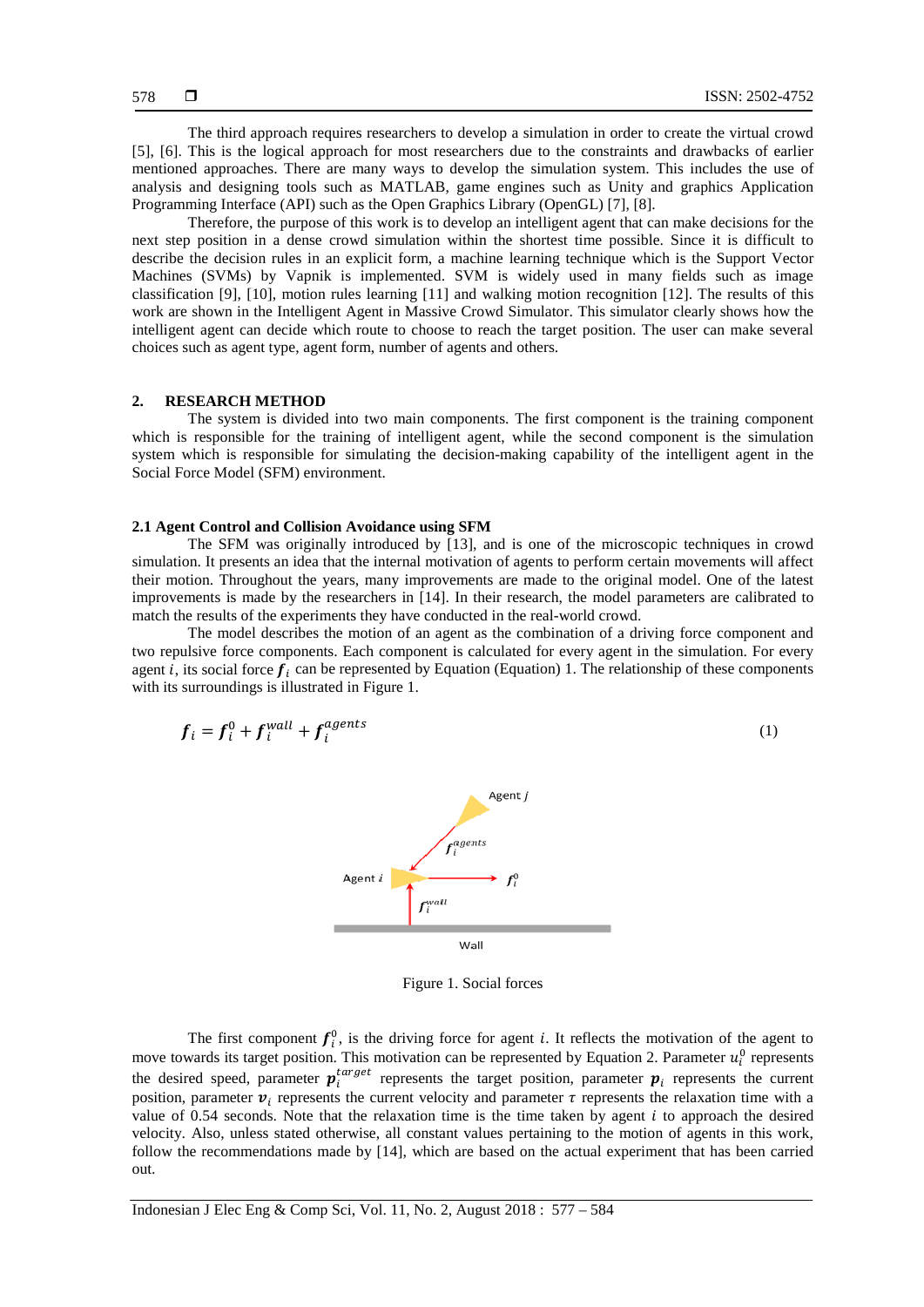The third approach requires researchers to develop a simulation in order to create the virtual crowd [5], [6]. This is the logical approach for most researchers due to the constraints and drawbacks of earlier mentioned approaches. There are many ways to develop the simulation system. This includes the use of analysis and designing tools such as MATLAB, game engines such as Unity and graphics Application Programming Interface (API) such as the Open Graphics Library (OpenGL) [7], [8].

Therefore, the purpose of this work is to develop an intelligent agent that can make decisions for the next step position in a dense crowd simulation within the shortest time possible. Since it is difficult to describe the decision rules in an explicit form, a machine learning technique which is the Support Vector Machines (SVMs) by Vapnik is implemented. SVM is widely used in many fields such as image classification [9], [10], motion rules learning [11] and walking motion recognition [12]. The results of this work are shown in the Intelligent Agent in Massive Crowd Simulator. This simulator clearly shows how the intelligent agent can decide which route to choose to reach the target position. The user can make several choices such as agent type, agent form, number of agents and others.

## 2. RESEARCH METHOD

The system is divided into two main components. The first component is the training component which is responsible for the training of intelligent agent, while the second component is the simulation system which is responsible for simulating the decision-making capability of the intelligent agent in the Social Force Model (SFM) environment.

### 2.1 Agent Control and Collision Avoidance using SFM

The SFM was originally introduced by [13], and is one of the microscopic techniques in crowd simulation. It presents an idea that the internal motivation of agents to perform certain movements will affect their motion. Throughout the years, many improvements are made to the original model. One of the latest improvements is made by the researchers in [14]. In their research, the model parameters are calibrated to match the results of the experiments they have conducted in the real-world crowd.

The model describes the motion of an agent as the combination of a driving force component and two repulsive force components. Each component is calculated for every agent in the simulation. For every agent $i$, its social force $\boldsymbol{f}_i$ can be represented by Equation (Equation) 1. The relationship of these components with its surroundings is illustrated in Figure 1.

$$\boldsymbol{f}_i = \boldsymbol{f}_i^0 + \boldsymbol{f}_i^{wall} + \boldsymbol{f}_i^{agents} \tag{1}$$

Figure 1. Social forces

The first component $\boldsymbol{f}_i^0$, is the driving force for agent $i$. It reflects the motivation of the agent to move towards its target position. This motivation can be represented by Equation 2. Parameter $u_i^0$ represents the desired speed, parameter $\boldsymbol{p}_i^{target}$ represents the target position, parameter $\boldsymbol{p}_i$ represents the current position, parameter $\boldsymbol{v}_i$ represents the current velocity and parameter $\tau$ represents the relaxation time with a value of 0.54 seconds. Note that the relaxation time is the time taken by agent $i$ to approach the desired velocity. Also, unless stated otherwise, all constant values pertaining to the motion of agents in this work, follow the recommendations made by [14], which are based on the actual experiment that has been carried out.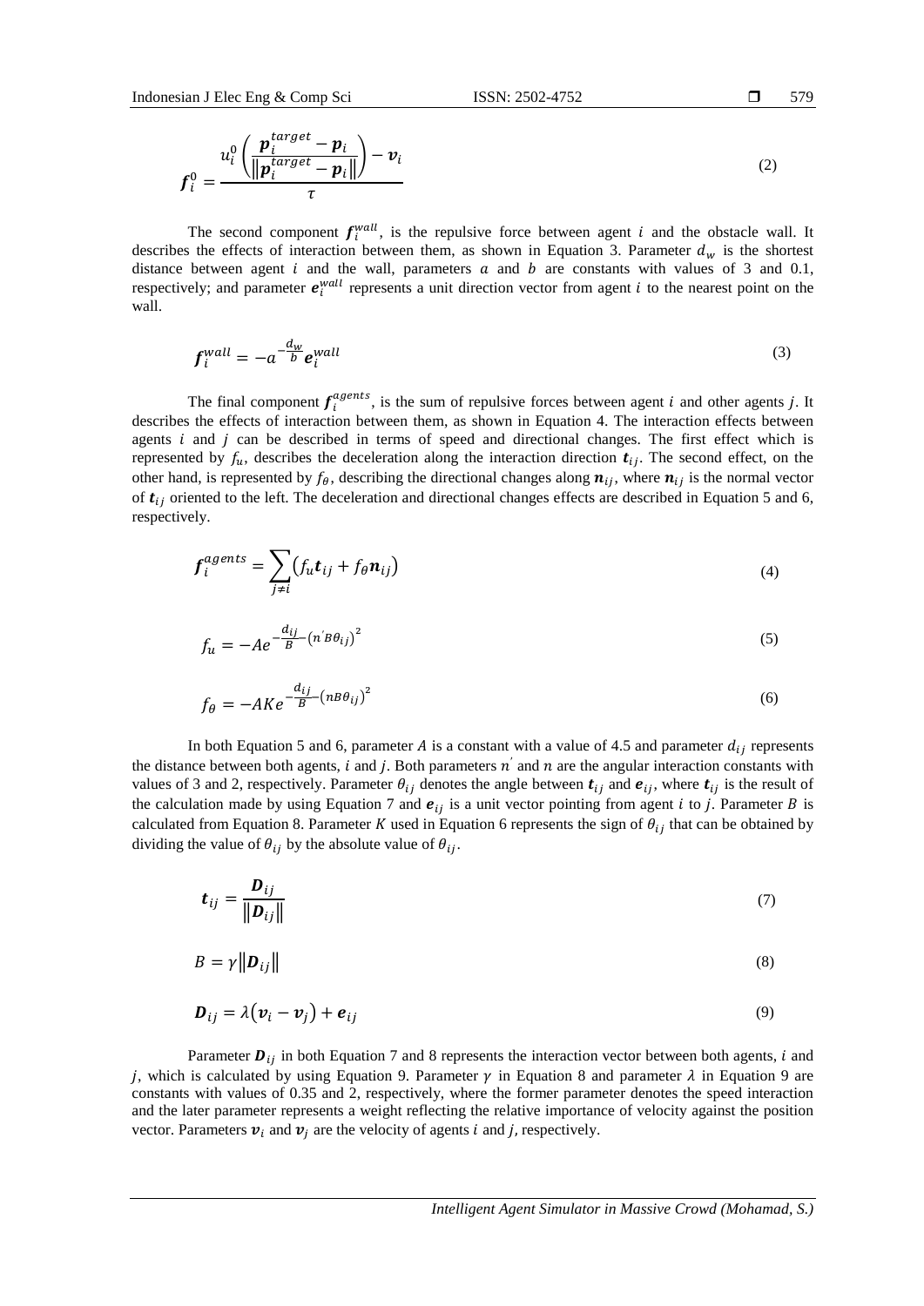$$\boldsymbol{f}_i^0 = \frac{u_i^0 \left( \frac{\boldsymbol{p}_i^{target} - \boldsymbol{p}_i}{\left\| \boldsymbol{p}_i^{target} - \boldsymbol{p}_i \right\|} \right) - \boldsymbol{v}_i}{\tau} \tag{2}$$

The second component $\boldsymbol{f}_i^{wall}$, is the repulsive force between agent $i$ and the obstacle wall. It describes the effects of interaction between them, as shown in Equation 3. Parameter $d_w$ is the shortest distance between agent $i$ and the wall, parameters $a$ and $b$ are constants with values of 3 and 0.1, respectively; and parameter $\boldsymbol{e}_i^{wall}$ represents a unit direction vector from agent $i$ to the nearest point on the wall.

$$\boldsymbol{f}_i^{wall} = -a^{-\frac{d_w}{b}} \boldsymbol{e}_i^{wall} \tag{3}$$

The final component $\boldsymbol{f}_i^{agents}$, is the sum of repulsive forces between agent $i$ and other agents $j$. It describes the effects of interaction between them, as shown in Equation 4. The interaction effects between agents $i$ and $j$ can be described in terms of speed and directional changes. The first effect which is represented by $f_u$, describes the deceleration along the interaction direction $\boldsymbol{t}_{ij}$. The second effect, on the other hand, is represented by $f_\theta$, describing the directional changes along $\boldsymbol{n}_{ij}$, where $\boldsymbol{n}_{ij}$ is the normal vector of $\boldsymbol{t}_{ij}$ oriented to the left. The deceleration and directional changes effects are described in Equation 5 and 6, respectively.

$$\boldsymbol{f}_i^{agents} = \sum_{j \neq i} \left( f_u \boldsymbol{t}_{ij} + f_\theta \boldsymbol{n}_{ij} \right) \tag{4}$$

$$f_u = -Ae^{-\frac{d_{ij}}{B} - \left(n' B \theta_{ij}\right)^2} \tag{5}$$

$$f_\theta = -AKe^{-\frac{d_{ij}}{B} - \left(n B \theta_{ij}\right)^2} \tag{6}$$

In both Equation 5 and 6, parameter $A$ is a constant with a value of 4.5 and parameter $d_{ij}$ represents the distance between both agents, $i$ and $j$. Both parameters $n'$ and $n$ are the angular interaction constants with values of 3 and 2, respectively. Parameter $\theta_{ij}$ denotes the angle between $\boldsymbol{t}_{ij}$ and $\boldsymbol{e}_{ij}$, where $\boldsymbol{t}_{ij}$ is the result of the calculation made by using Equation 7 and $\boldsymbol{e}_{ij}$ is a unit vector pointing from agent $i$ to $j$. Parameter $B$ is calculated from Equation 8. Parameter $K$ used in Equation 6 represents the sign of $\theta_{ij}$ that can be obtained by dividing the value of $\theta_{ij}$ by the absolute value of $\theta_{ij}$.

$$\boldsymbol{t}_{ij} = \frac{\boldsymbol{D}_{ij}}{\left\| \boldsymbol{D}_{ij} \right\|} \tag{7}$$

$$B = \gamma \left\| \boldsymbol{D}_{ij} \right\| \tag{8}$$

$$\boldsymbol{D}_{ij} = \lambda \left( \boldsymbol{v}_i - \boldsymbol{v}_j \right) + \boldsymbol{e}_{ij} \tag{9}$$

Parameter $\boldsymbol{D}_{ij}$ in both Equation 7 and 8 represents the interaction vector between both agents, $i$ and $j$, which is calculated by using Equation 9. Parameter $\gamma$ in Equation 8 and parameter $\lambda$ in Equation 9 are constants with values of 0.35 and 2, respectively, where the former parameter denotes the speed interaction and the later parameter represents a weight reflecting the relative importance of velocity against the position vector. Parameters $\boldsymbol{v}_i$ and $\boldsymbol{v}_j$ are the velocity of agents $i$ and $j$, respectively.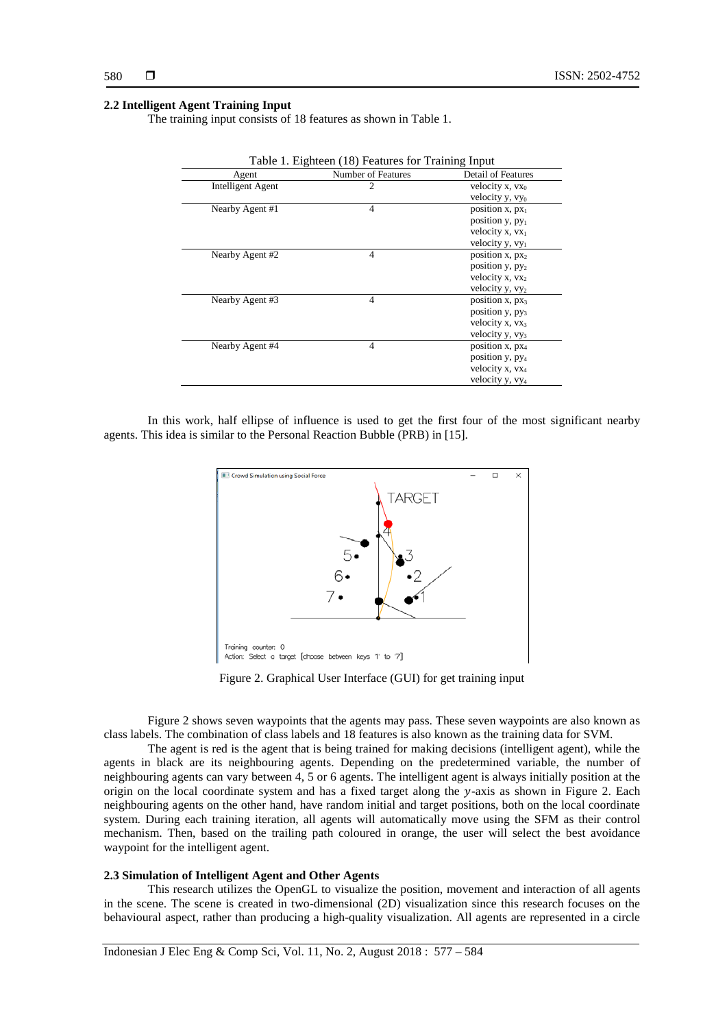### 2.2 Intelligent Agent Training Input

The training input consists of 18 features as shown in Table 1.

Table 1. Eighteen (18) Features for Training Input

| Agent | Number of Features | Detail of Features |
|---|---|---|
| Intelligent Agent | 2 | velocity x, $vx_0$<br>velocity y, $vy_0$ |
| Nearby Agent #1 | 4 | position x, $px_1$<br>position y, $py_1$<br>velocity x, $vx_1$<br>velocity y, $vy_1$ |
| Nearby Agent #2 | 4 | position x, $px_2$<br>position y, $py_2$<br>velocity x, $vx_2$<br>velocity y, $vy_2$ |
| Nearby Agent #3 | 4 | position x, $px_3$<br>position y, $py_3$<br>velocity x, $vx_3$<br>velocity y, $vy_3$ |
| Nearby Agent #4 | 4 | position x, $px_4$<br>position y, $py_4$<br>velocity x, $vx_4$<br>velocity y, $vy_4$ |

In this work, half ellipse of influence is used to get the first four of the most significant nearby agents. This idea is similar to the Personal Reaction Bubble (PRB) in [15].

Figure 2. Graphical User Interface (GUI) for get training input

Figure 2 shows seven waypoints that the agents may pass. These seven waypoints are also known as class labels. The combination of class labels and 18 features is also known as the training data for SVM.

The agent is red is the agent that is being trained for making decisions (intelligent agent), while the agents in black are its neighbouring agents. Depending on the predetermined variable, the number of neighbouring agents can vary between 4, 5 or 6 agents. The intelligent agent is always initially position at the origin on the local coordinate system and has a fixed target along the $y$-axis as shown in Figure 2. Each neighbouring agents on the other hand, have random initial and target positions, both on the local coordinate system. During each training iteration, all agents will automatically move using the SFM as their control mechanism. Then, based on the trailing path coloured in orange, the user will select the best avoidance waypoint for the intelligent agent.

### 2.3 Simulation of Intelligent Agent and Other Agents

This research utilizes the OpenGL to visualize the position, movement and interaction of all agents in the scene. The scene is created in two-dimensional (2D) visualization since this research focuses on the behavioural aspect, rather than producing a high-quality visualization. All agents are represented in a circle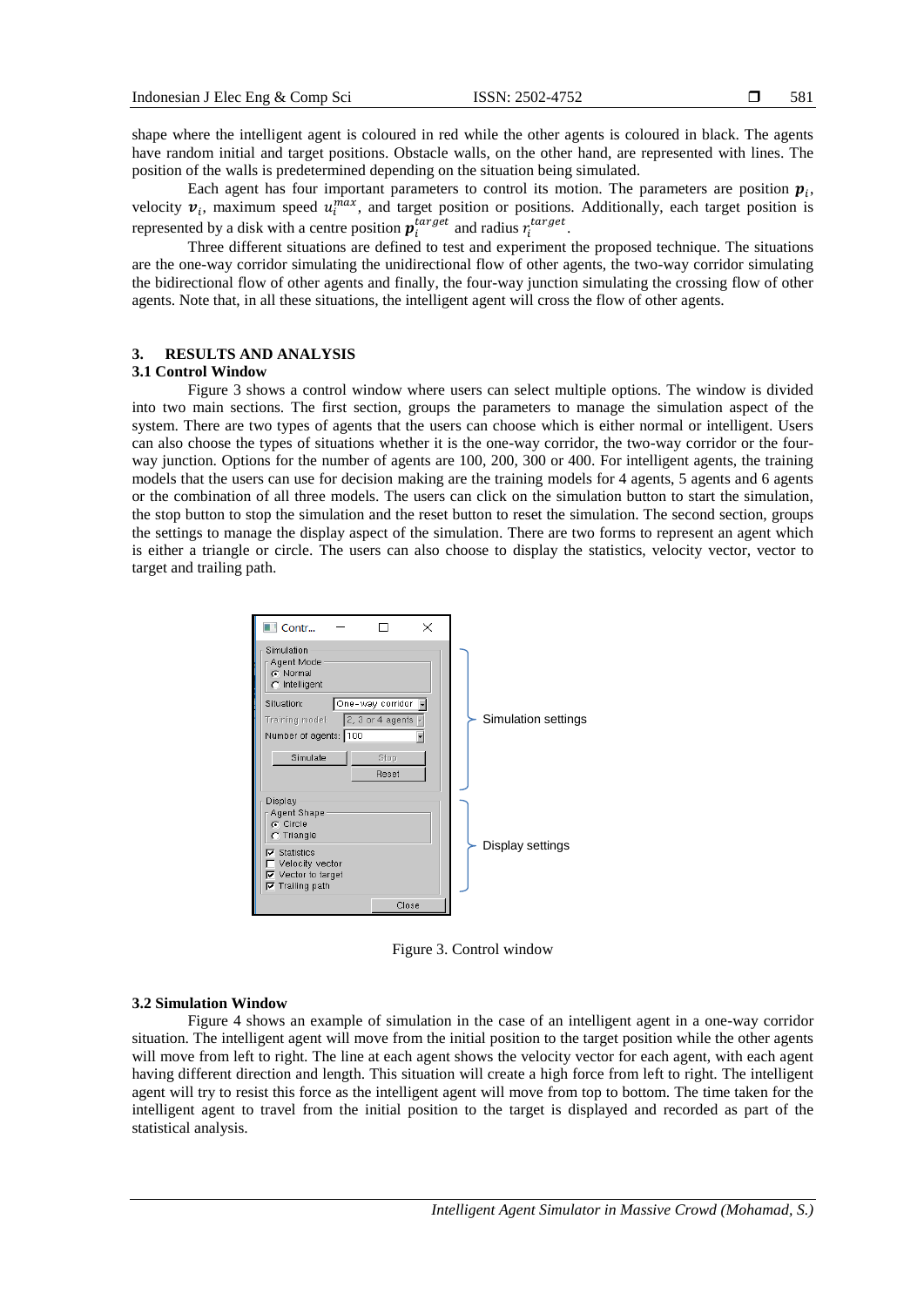shape where the intelligent agent is coloured in red while the other agents is coloured in black. The agents have random initial and target positions. Obstacle walls, on the other hand, are represented with lines. The position of the walls is predetermined depending on the situation being simulated.

Each agent has four important parameters to control its motion. The parameters are position $\boldsymbol{p}_i$, velocity $\boldsymbol{v}_i$, maximum speed $u_i^{max}$, and target position or positions. Additionally, each target position is represented by a disk with a centre position $\boldsymbol{p}_i^{target}$ and radius $r_i^{target}$.

Three different situations are defined to test and experiment the proposed technique. The situations are the one-way corridor simulating the unidirectional flow of other agents, the two-way corridor simulating the bidirectional flow of other agents and finally, the four-way junction simulating the crossing flow of other agents. Note that, in all these situations, the intelligent agent will cross the flow of other agents.

## 3. RESULTS AND ANALYSIS

### 3.1 Control Window

Figure 3 shows a control window where users can select multiple options. The window is divided into two main sections. The first section, groups the parameters to manage the simulation aspect of the system. There are two types of agents that the users can choose which is either normal or intelligent. Users can also choose the types of situations whether it is the one-way corridor, the two-way corridor or the four-way junction. Options for the number of agents are 100, 200, 300 or 400. For intelligent agents, the training models that the users can use for decision making are the training models for 4 agents, 5 agents and 6 agents or the combination of all three models. The users can click on the simulation button to start the simulation, the stop button to stop the simulation and the reset button to reset the simulation. The second section, groups the settings to manage the display aspect of the simulation. There are two forms to represent an agent which is either a triangle or circle. The users can also choose to display the statistics, velocity vector, vector to target and trailing path.

Figure 3. Control window

### 3.2 Simulation Window

Figure 4 shows an example of simulation in the case of an intelligent agent in a one-way corridor situation. The intelligent agent will move from the initial position to the target position while the other agents will move from left to right. The line at each agent shows the velocity vector for each agent, with each agent having different direction and length. This situation will create a high force from left to right. The intelligent agent will try to resist this force as the intelligent agent will move from top to bottom. The time taken for the intelligent agent to travel from the initial position to the target is displayed and recorded as part of the statistical analysis.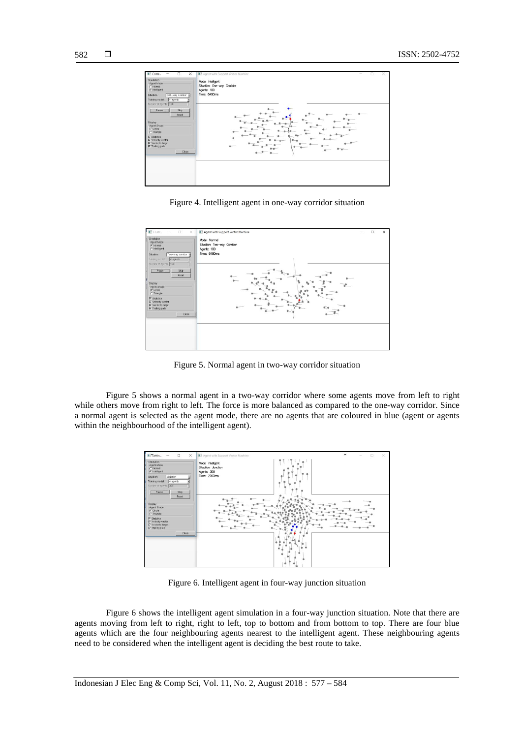Figure 4. Intelligent agent in one-way corridor situation

Figure 5. Normal agent in two-way corridor situation

Figure 5 shows a normal agent in a two-way corridor where some agents move from left to right while others move from right to left. The force is more balanced as compared to the one-way corridor. Since a normal agent is selected as the agent mode, there are no agents that are coloured in blue (agent or agents within the neighbourhood of the intelligent agent).

Figure 6. Intelligent agent in four-way junction situation

Figure 6 shows the intelligent agent simulation in a four-way junction situation. Note that there are agents moving from left to right, right to left, top to bottom and from bottom to top. There are four blue agents which are the four neighbouring agents nearest to the intelligent agent. These neighbouring agents need to be considered when the intelligent agent is deciding the best route to take.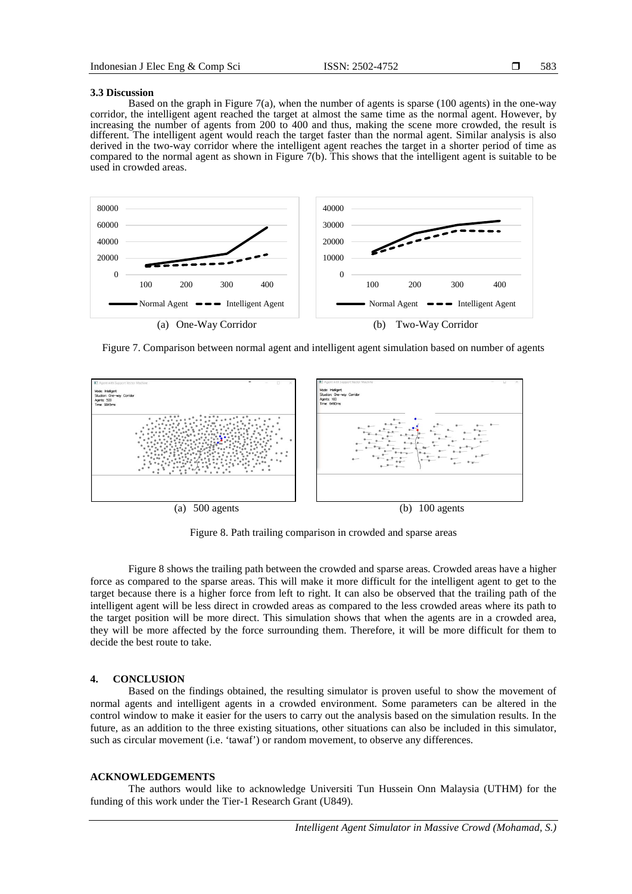### 3.3 Discussion

Based on the graph in Figure 7(a), when the number of agents is sparse (100 agents) in the one-way corridor, the intelligent agent reached the target at almost the same time as the normal agent. However, by increasing the number of agents from 200 to 400 and thus, making the scene more crowded, the result is different. The intelligent agent would reach the target faster than the normal agent. Similar analysis is also derived in the two-way corridor where the intelligent agent reaches the target in a shorter period of time as compared to the normal agent as shown in Figure 7(b). This shows that the intelligent agent is suitable to be used in crowded areas.

(a) One-Way Corridor (b) Two-Way Corridor

Figure 7. Comparison between normal agent and intelligent agent simulation based on number of agents

(a) 500 agents (b) 100 agents

Figure 8. Path trailing comparison in crowded and sparse areas

Figure 8 shows the trailing path between the crowded and sparse areas. Crowded areas have a higher force as compared to the sparse areas. This will make it more difficult for the intelligent agent to get to the target because there is a higher force from left to right. It can also be observed that the trailing path of the intelligent agent will be less direct in crowded areas as compared to the less crowded areas where its path to the target position will be more direct. This simulation shows that when the agents are in a crowded area, they will be more affected by the force surrounding them. Therefore, it will be more difficult for them to decide the best route to take.

## 4. CONCLUSION

Based on the findings obtained, the resulting simulator is proven useful to show the movement of normal agents and intelligent agents in a crowded environment. Some parameters can be altered in the control window to make it easier for the users to carry out the analysis based on the simulation results. In the future, as an addition to the three existing situations, other situations can also be included in this simulator, such as circular movement (i.e. 'tawaf') or random movement, to observe any differences.

## ACKNOWLEDGEMENTS

The authors would like to acknowledge Universiti Tun Hussein Onn Malaysia (UTHM) for the funding of this work under the Tier-1 Research Grant (U849).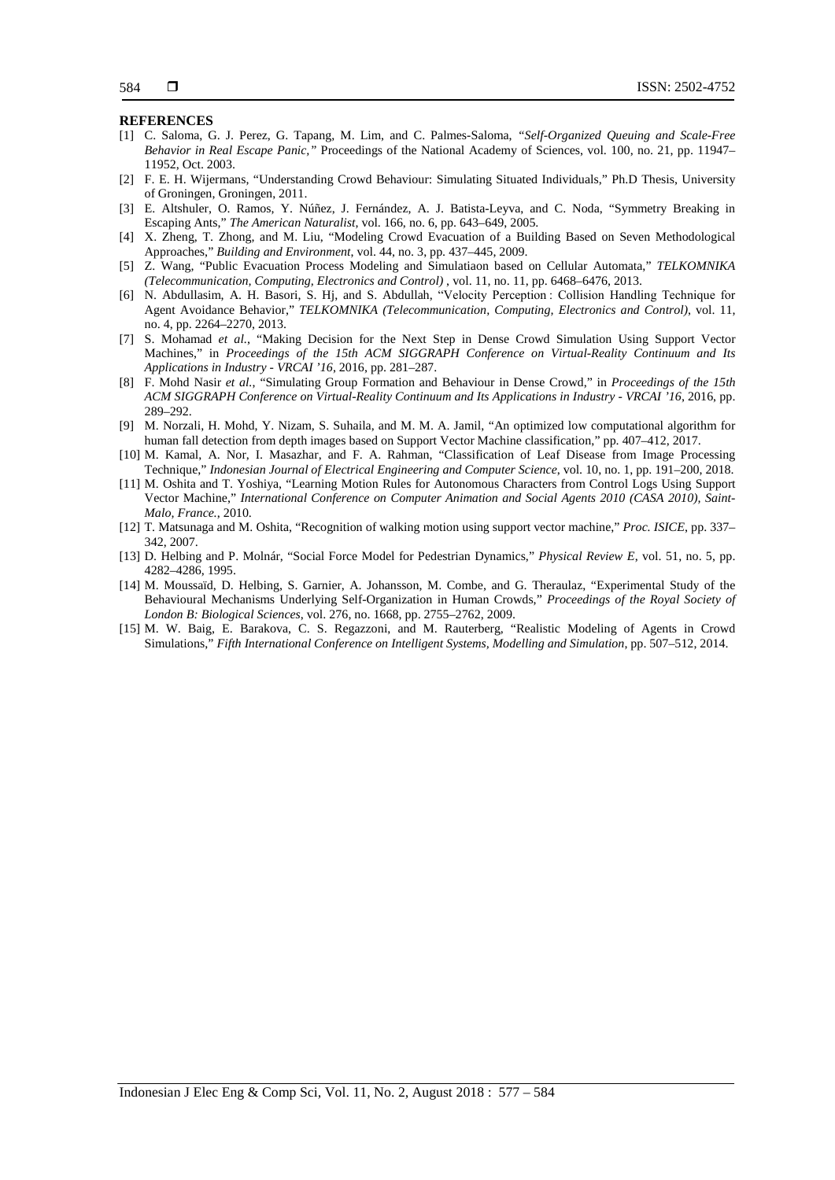**REFERENCES**

[1] C. Saloma, G. J. Perez, G. Tapang, M. Lim, and C. Palmes-Saloma, *"Self-Organized Queuing and Scale-Free Behavior in Real Escape Panic,"* Proceedings of the National Academy of Sciences, vol. 100, no. 21, pp. 11947–11952, Oct. 2003.

[2] F. E. H. Wijermans, "Understanding Crowd Behaviour: Simulating Situated Individuals," Ph.D Thesis, University of Groningen, Groningen, 2011.

[3] E. Altshuler, O. Ramos, Y. Núñez, J. Fernández, A. J. Batista-Leyva, and C. Noda, "Symmetry Breaking in Escaping Ants," *The American Naturalist*, vol. 166, no. 6, pp. 643–649, 2005.

[4] X. Zheng, T. Zhong, and M. Liu, "Modeling Crowd Evacuation of a Building Based on Seven Methodological Approaches," *Building and Environment*, vol. 44, no. 3, pp. 437–445, 2009.

[5] Z. Wang, "Public Evacuation Process Modeling and Simulatiaon based on Cellular Automata," *TELKOMNIKA (Telecommunication, Computing, Electronics and Control)* , vol. 11, no. 11, pp. 6468–6476, 2013.

[6] N. Abdullasim, A. H. Basori, S. Hj, and S. Abdullah, "Velocity Perception : Collision Handling Technique for Agent Avoidance Behavior," *TELKOMNIKA (Telecommunication, Computing, Electronics and Control)*, vol. 11, no. 4, pp. 2264–2270, 2013.

[7] S. Mohamad *et al.*, "Making Decision for the Next Step in Dense Crowd Simulation Using Support Vector Machines," in *Proceedings of the 15th ACM SIGGRAPH Conference on Virtual-Reality Continuum and Its Applications in Industry - VRCAI '16*, 2016, pp. 281–287.

[8] F. Mohd Nasir *et al.*, "Simulating Group Formation and Behaviour in Dense Crowd," in *Proceedings of the 15th ACM SIGGRAPH Conference on Virtual-Reality Continuum and Its Applications in Industry - VRCAI '16*, 2016, pp. 289–292.

[9] M. Norzali, H. Mohd, Y. Nizam, S. Suhaila, and M. M. A. Jamil, "An optimized low computational algorithm for human fall detection from depth images based on Support Vector Machine classification," pp. 407–412, 2017.

[10] M. Kamal, A. Nor, I. Masazhar, and F. A. Rahman, "Classification of Leaf Disease from Image Processing Technique," *Indonesian Journal of Electrical Engineering and Computer Science*, vol. 10, no. 1, pp. 191–200, 2018.

[11] M. Oshita and T. Yoshiya, "Learning Motion Rules for Autonomous Characters from Control Logs Using Support Vector Machine," *International Conference on Computer Animation and Social Agents 2010 (CASA 2010), Saint-Malo, France.*, 2010.

[12] T. Matsunaga and M. Oshita, "Recognition of walking motion using support vector machine," *Proc. ISICE*, pp. 337–342, 2007.

[13] D. Helbing and P. Molnár, "Social Force Model for Pedestrian Dynamics," *Physical Review E*, vol. 51, no. 5, pp. 4282–4286, 1995.

[14] M. Moussaïd, D. Helbing, S. Garnier, A. Johansson, M. Combe, and G. Theraulaz, "Experimental Study of the Behavioural Mechanisms Underlying Self-Organization in Human Crowds," *Proceedings of the Royal Society of London B: Biological Sciences*, vol. 276, no. 1668, pp. 2755–2762, 2009.

[15] M. W. Baig, E. Barakova, C. S. Regazzoni, and M. Rauterberg, "Realistic Modeling of Agents in Crowd Simulations," *Fifth International Conference on Intelligent Systems, Modelling and Simulation*, pp. 507–512, 2014.